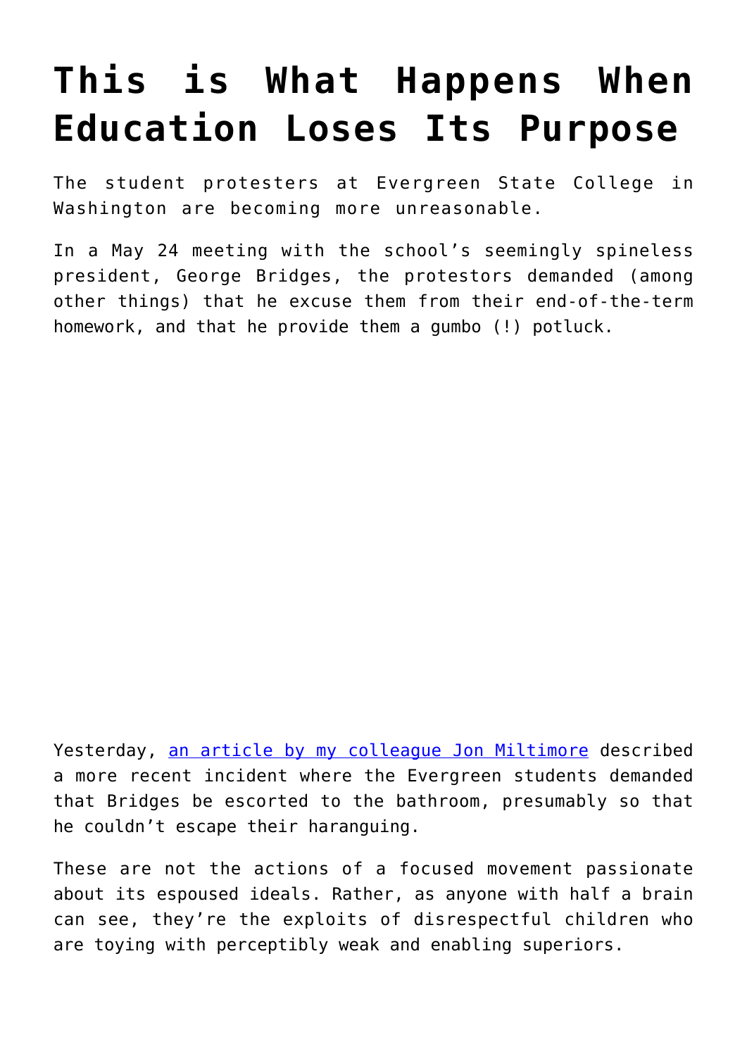# This is What Happens When Education Loses Its Purpose

The student protesters at Evergreen State College in Washington are becoming more unreasonable.

In a May 24 meeting with the school's seemingly spineless president, George Bridges, the protestors demanded (among other things) that he excuse them from their end-of-the-term homework, and that he provide them a gumbo (!) potluck.

Yesterday, [an article by my colleague Jon Miltimore] described a more recent incident where the Evergreen students demanded that Bridges be escorted to the bathroom, presumably so that he couldn't escape their haranguing.

These are not the actions of a focused movement passionate about its espoused ideals. Rather, as anyone with half a brain can see, they're the exploits of disrespectful children who are toying with perceptibly weak and enabling superiors.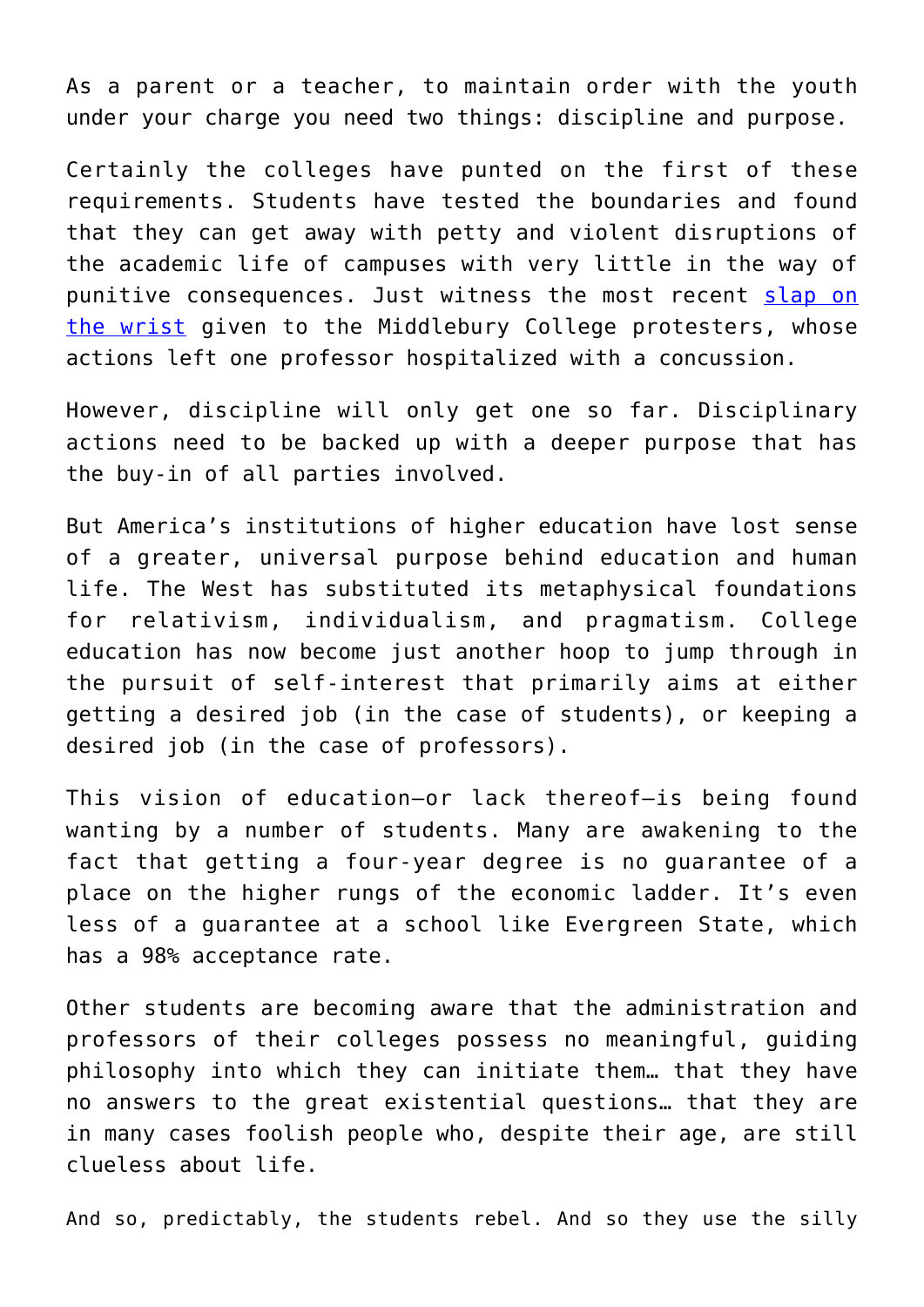As a parent or a teacher, to maintain order with the youth under your charge you need two things: discipline and purpose.

Certainly the colleges have punted on the first of these requirements. Students have tested the boundaries and found that they can get away with petty and violent disruptions of the academic life of campuses with very little in the way of punitive consequences. Just witness the most recent slap on the wrist given to the Middlebury College protesters, whose actions left one professor hospitalized with a concussion.

However, discipline will only get one so far. Disciplinary actions need to be backed up with a deeper purpose that has the buy-in of all parties involved.

But America's institutions of higher education have lost sense of a greater, universal purpose behind education and human life. The West has substituted its metaphysical foundations for relativism, individualism, and pragmatism. College education has now become just another hoop to jump through in the pursuit of self-interest that primarily aims at either getting a desired job (in the case of students), or keeping a desired job (in the case of professors).

This vision of education—or lack thereof—is being found wanting by a number of students. Many are awakening to the fact that getting a four-year degree is no guarantee of a place on the higher rungs of the economic ladder. It's even less of a guarantee at a school like Evergreen State, which has a 98% acceptance rate.

Other students are becoming aware that the administration and professors of their colleges possess no meaningful, guiding philosophy into which they can initiate them… that they have no answers to the great existential questions… that they are in many cases foolish people who, despite their age, are still clueless about life.

And so, predictably, the students rebel. And so they use the silly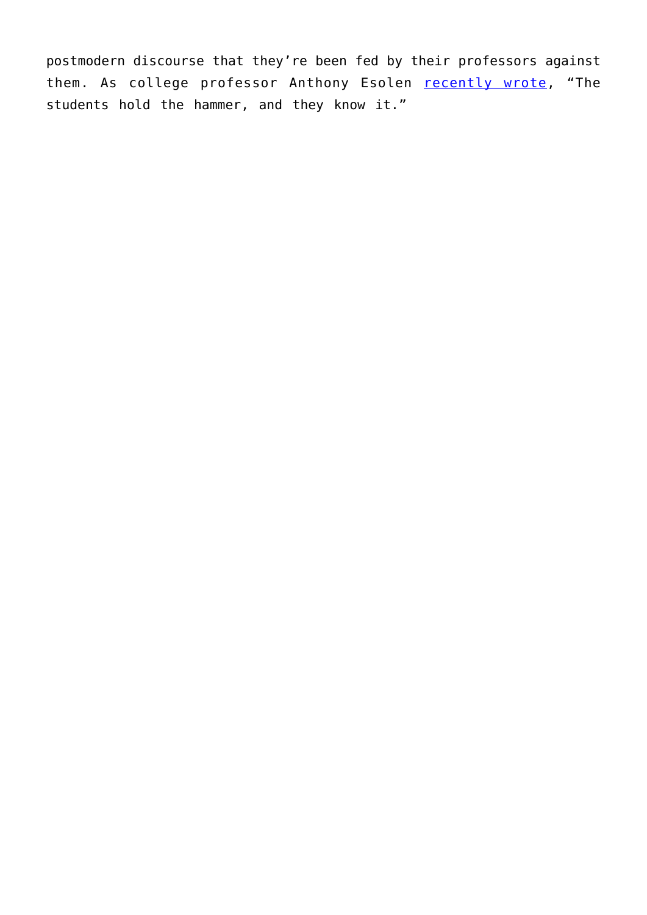postmodern discourse that they're been fed by their professors against them. As college professor Anthony Esolen [recently wrote](), "The students hold the hammer, and they know it."